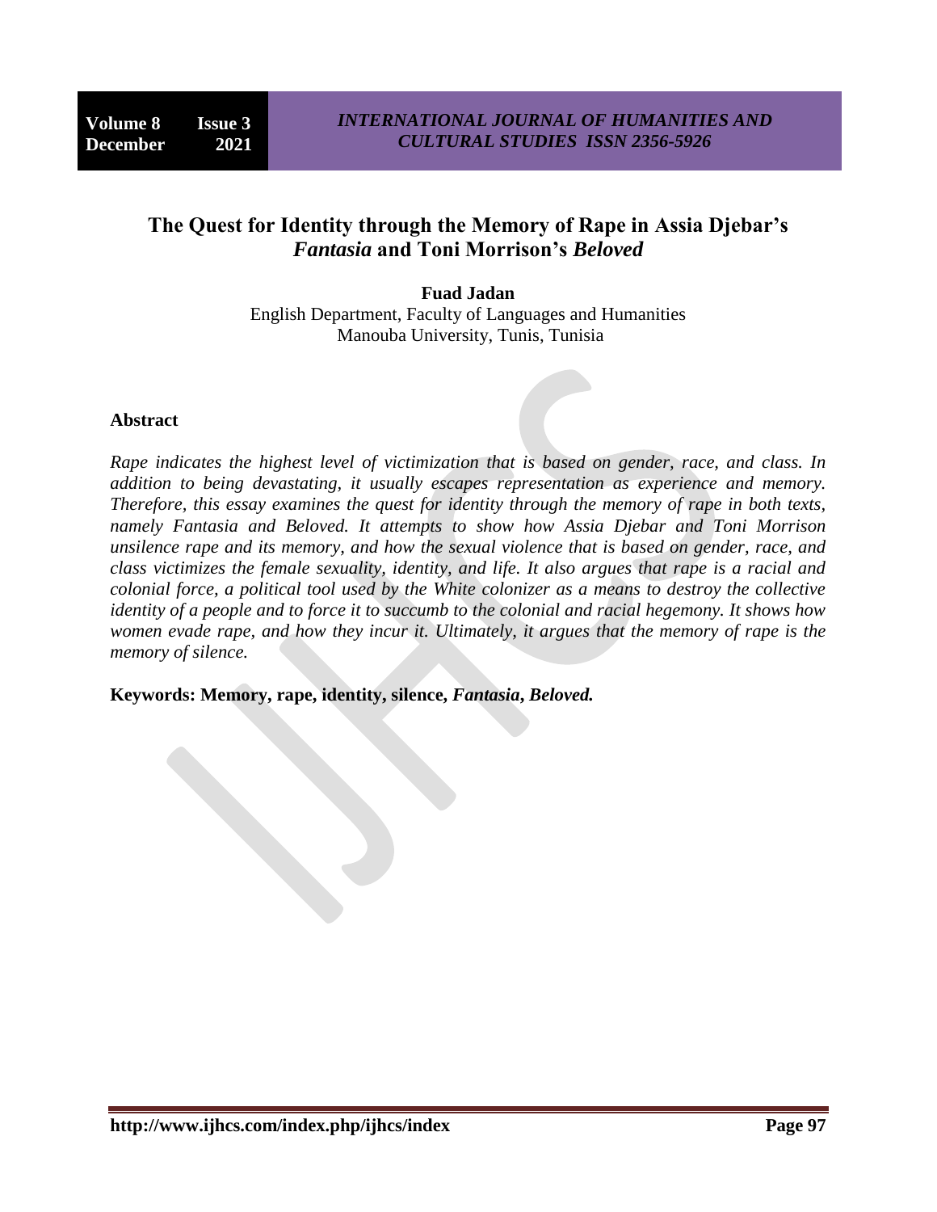# The Quest for Identity through the Memory of Rape in Assia Djebar's *Fantasia* and Toni Morrison's *Beloved*

**Fuad Jadan**
English Department, Faculty of Languages and Humanities
Manouba University, Tunis, Tunisia

## Abstract

*Rape indicates the highest level of victimization that is based on gender, race, and class. In addition to being devastating, it usually escapes representation as experience and memory. Therefore, this essay examines the quest for identity through the memory of rape in both texts, namely Fantasia and Beloved. It attempts to show how Assia Djebar and Toni Morrison unsilence rape and its memory, and how the sexual violence that is based on gender, race, and class victimizes the female sexuality, identity, and life. It also argues that rape is a racial and colonial force, a political tool used by the White colonizer as a means to destroy the collective identity of a people and to force it to succumb to the colonial and racial hegemony. It shows how women evade rape, and how they incur it. Ultimately, it argues that the memory of rape is the memory of silence.*

**Keywords: Memory, rape, identity, silence, *Fantasia*, *Beloved*.**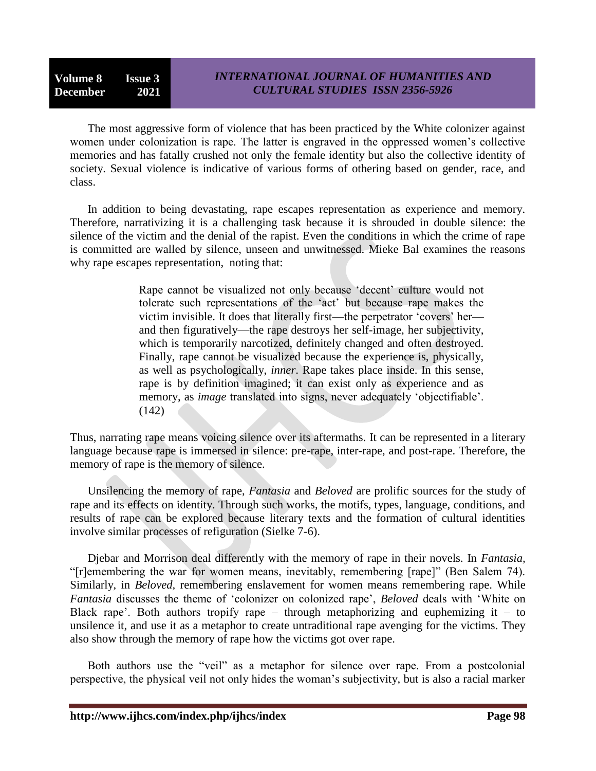The most aggressive form of violence that has been practiced by the White colonizer against women under colonization is rape. The latter is engraved in the oppressed women's collective memories and has fatally crushed not only the female identity but also the collective identity of society. Sexual violence is indicative of various forms of othering based on gender, race, and class.

In addition to being devastating, rape escapes representation as experience and memory. Therefore, narrativizing it is a challenging task because it is shrouded in double silence: the silence of the victim and the denial of the rapist. Even the conditions in which the crime of rape is committed are walled by silence, unseen and unwitnessed. Mieke Bal examines the reasons why rape escapes representation, noting that:

> Rape cannot be visualized not only because 'decent' culture would not tolerate such representations of the 'act' but because rape makes the victim invisible. It does that literally first—the perpetrator 'covers' her—and then figuratively—the rape destroys her self-image, her subjectivity, which is temporarily narcotized, definitely changed and often destroyed. Finally, rape cannot be visualized because the experience is, physically, as well as psychologically, *inner*. Rape takes place inside. In this sense, rape is by definition imagined; it can exist only as experience and as memory, as *image* translated into signs, never adequately 'objectifiable'. (142)

Thus, narrating rape means voicing silence over its aftermaths. It can be represented in a literary language because rape is immersed in silence: pre-rape, inter-rape, and post-rape. Therefore, the memory of rape is the memory of silence.

Unsilencing the memory of rape, *Fantasia* and *Beloved* are prolific sources for the study of rape and its effects on identity. Through such works, the motifs, types, language, conditions, and results of rape can be explored because literary texts and the formation of cultural identities involve similar processes of refiguration (Sielke 7-6).

Djebar and Morrison deal differently with the memory of rape in their novels. In *Fantasia*, "[r]emembering the war for women means, inevitably, remembering [rape]" (Ben Salem 74). Similarly, in *Beloved*, remembering enslavement for women means remembering rape. While *Fantasia* discusses the theme of 'colonizer on colonized rape', *Beloved* deals with 'White on Black rape'. Both authors tropify rape – through metaphorizing and euphemizing it – to unsilence it, and use it as a metaphor to create untraditional rape avenging for the victims. They also show through the memory of rape how the victims got over rape.

Both authors use the "veil" as a metaphor for silence over rape. From a postcolonial perspective, the physical veil not only hides the woman's subjectivity, but is also a racial marker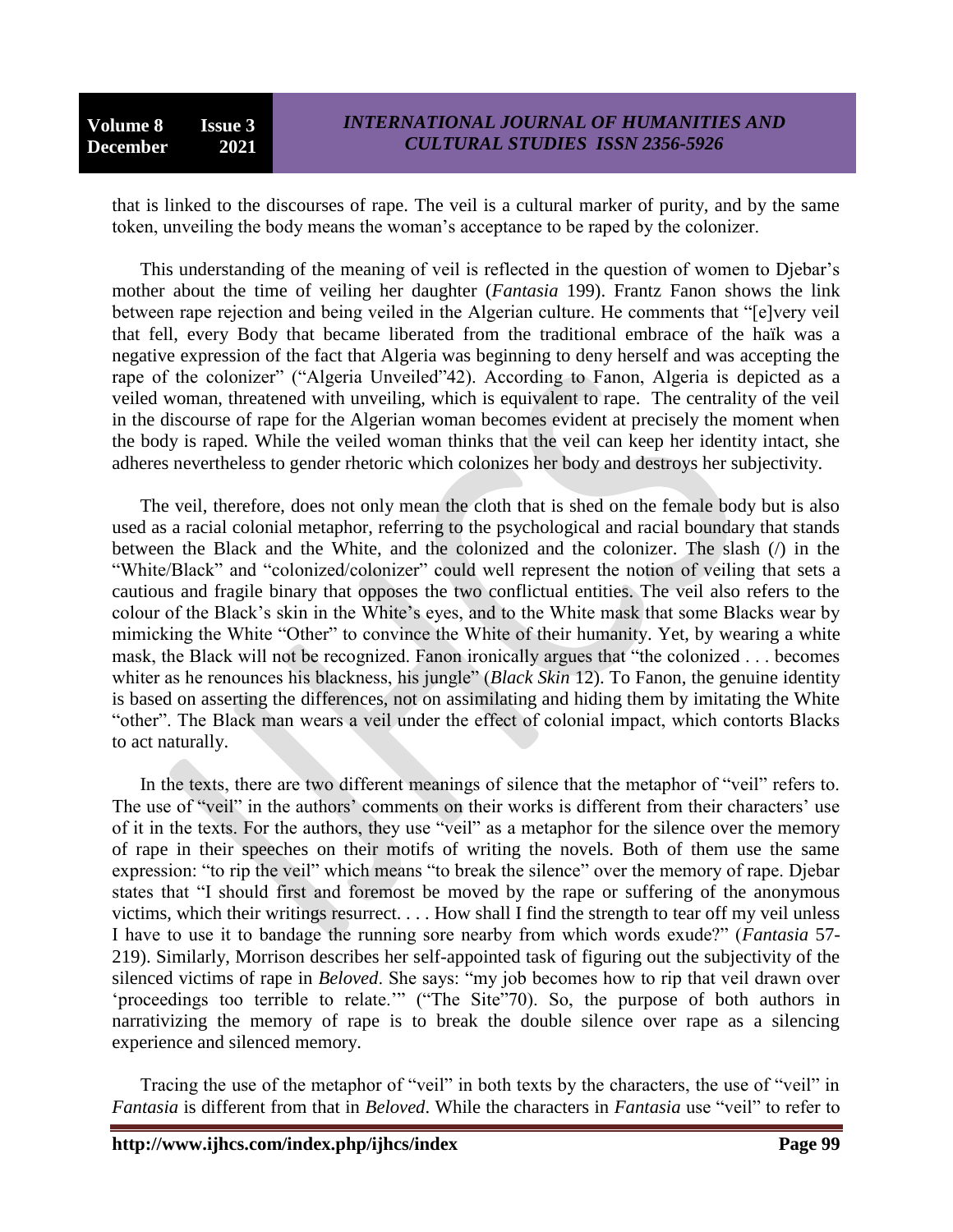that is linked to the discourses of rape. The veil is a cultural marker of purity, and by the same token, unveiling the body means the woman's acceptance to be raped by the colonizer.

This understanding of the meaning of veil is reflected in the question of women to Djebar's mother about the time of veiling her daughter (*Fantasia* 199). Frantz Fanon shows the link between rape rejection and being veiled in the Algerian culture. He comments that "[e]very veil that fell, every Body that became liberated from the traditional embrace of the haïk was a negative expression of the fact that Algeria was beginning to deny herself and was accepting the rape of the colonizer" ("Algeria Unveiled"42). According to Fanon, Algeria is depicted as a veiled woman, threatened with unveiling, which is equivalent to rape. The centrality of the veil in the discourse of rape for the Algerian woman becomes evident at precisely the moment when the body is raped. While the veiled woman thinks that the veil can keep her identity intact, she adheres nevertheless to gender rhetoric which colonizes her body and destroys her subjectivity.

The veil, therefore, does not only mean the cloth that is shed on the female body but is also used as a racial colonial metaphor, referring to the psychological and racial boundary that stands between the Black and the White, and the colonized and the colonizer. The slash (/) in the "White/Black" and "colonized/colonizer" could well represent the notion of veiling that sets a cautious and fragile binary that opposes the two conflictual entities. The veil also refers to the colour of the Black's skin in the White's eyes, and to the White mask that some Blacks wear by mimicking the White "Other" to convince the White of their humanity. Yet, by wearing a white mask, the Black will not be recognized. Fanon ironically argues that "the colonized . . . becomes whiter as he renounces his blackness, his jungle" (*Black Skin* 12). To Fanon, the genuine identity is based on asserting the differences, not on assimilating and hiding them by imitating the White "other". The Black man wears a veil under the effect of colonial impact, which contorts Blacks to act naturally.

In the texts, there are two different meanings of silence that the metaphor of "veil" refers to. The use of "veil" in the authors' comments on their works is different from their characters' use of it in the texts. For the authors, they use "veil" as a metaphor for the silence over the memory of rape in their speeches on their motifs of writing the novels. Both of them use the same expression: "to rip the veil" which means "to break the silence" over the memory of rape. Djebar states that "I should first and foremost be moved by the rape or suffering of the anonymous victims, which their writings resurrect. . . . How shall I find the strength to tear off my veil unless I have to use it to bandage the running sore nearby from which words exude?" (*Fantasia* 57-219). Similarly, Morrison describes her self-appointed task of figuring out the subjectivity of the silenced victims of rape in *Beloved*. She says: "my job becomes how to rip that veil drawn over 'proceedings too terrible to relate.'" ("The Site"70). So, the purpose of both authors in narrativizing the memory of rape is to break the double silence over rape as a silencing experience and silenced memory.

Tracing the use of the metaphor of "veil" in both texts by the characters, the use of "veil" in *Fantasia* is different from that in *Beloved*. While the characters in *Fantasia* use "veil" to refer to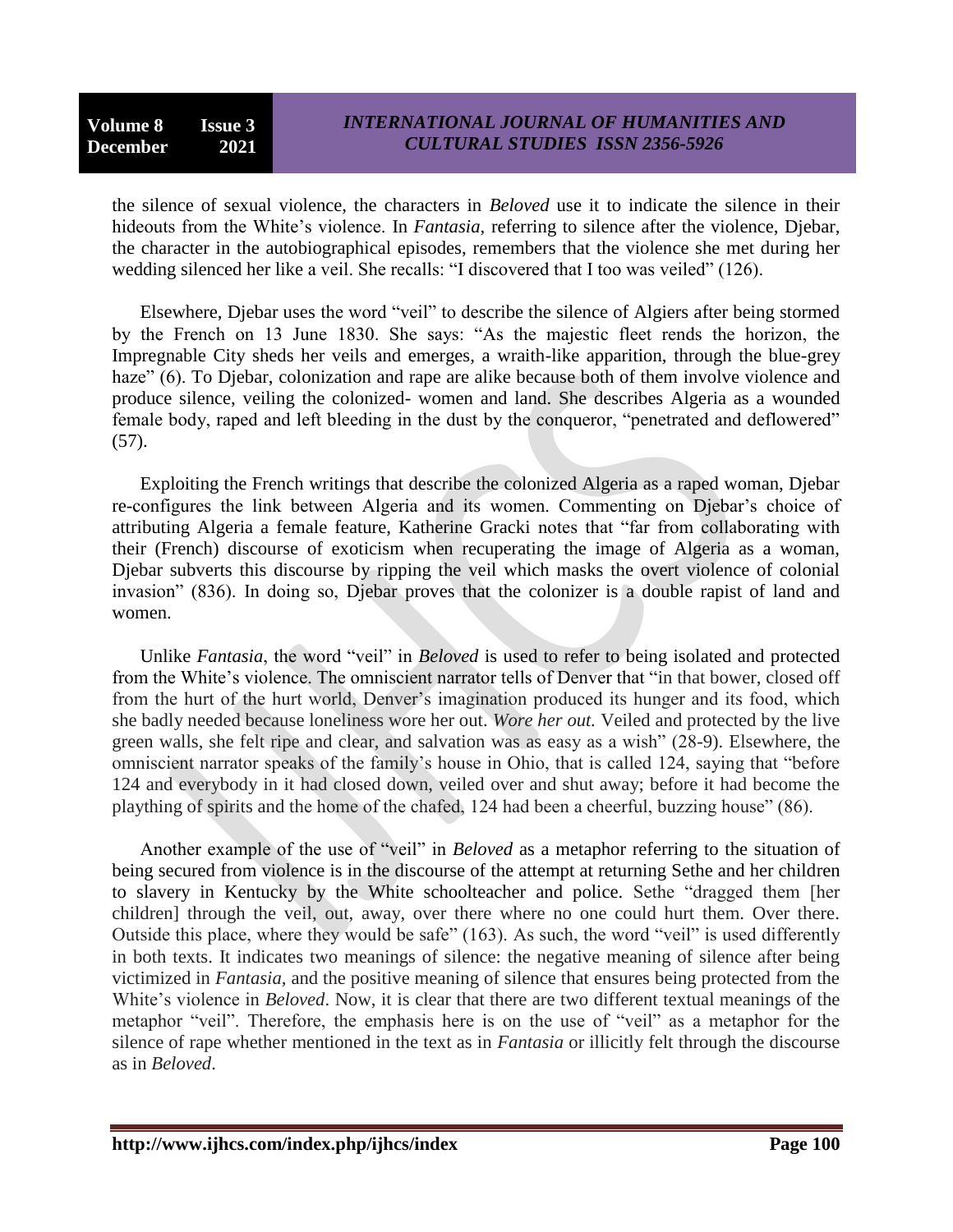the silence of sexual violence, the characters in *Beloved* use it to indicate the silence in their hideouts from the White's violence. In *Fantasia*, referring to silence after the violence, Djebar, the character in the autobiographical episodes, remembers that the violence she met during her wedding silenced her like a veil. She recalls: "I discovered that I too was veiled" (126).

Elsewhere, Djebar uses the word "veil" to describe the silence of Algiers after being stormed by the French on 13 June 1830. She says: "As the majestic fleet rends the horizon, the Impregnable City sheds her veils and emerges, a wraith-like apparition, through the blue-grey haze" (6). To Djebar, colonization and rape are alike because both of them involve violence and produce silence, veiling the colonized- women and land. She describes Algeria as a wounded female body, raped and left bleeding in the dust by the conqueror, "penetrated and deflowered" (57).

Exploiting the French writings that describe the colonized Algeria as a raped woman, Djebar re-configures the link between Algeria and its women. Commenting on Djebar's choice of attributing Algeria a female feature, Katherine Gracki notes that "far from collaborating with their (French) discourse of exoticism when recuperating the image of Algeria as a woman, Djebar subverts this discourse by ripping the veil which masks the overt violence of colonial invasion" (836). In doing so, Djebar proves that the colonizer is a double rapist of land and women.

Unlike *Fantasia*, the word "veil" in *Beloved* is used to refer to being isolated and protected from the White's violence. The omniscient narrator tells of Denver that "in that bower, closed off from the hurt of the hurt world, Denver's imagination produced its hunger and its food, which she badly needed because loneliness wore her out. *Wore her out.* Veiled and protected by the live green walls, she felt ripe and clear, and salvation was as easy as a wish" (28-9). Elsewhere, the omniscient narrator speaks of the family's house in Ohio, that is called 124, saying that "before 124 and everybody in it had closed down, veiled over and shut away; before it had become the plaything of spirits and the home of the chafed, 124 had been a cheerful, buzzing house" (86).

Another example of the use of "veil" in *Beloved* as a metaphor referring to the situation of being secured from violence is in the discourse of the attempt at returning Sethe and her children to slavery in Kentucky by the White schoolteacher and police. Sethe "dragged them [her children] through the veil, out, away, over there where no one could hurt them. Over there. Outside this place, where they would be safe" (163). As such, the word "veil" is used differently in both texts. It indicates two meanings of silence: the negative meaning of silence after being victimized in *Fantasia*, and the positive meaning of silence that ensures being protected from the White's violence in *Beloved*. Now, it is clear that there are two different textual meanings of the metaphor "veil". Therefore, the emphasis here is on the use of "veil" as a metaphor for the silence of rape whether mentioned in the text as in *Fantasia* or illicitly felt through the discourse as in *Beloved*.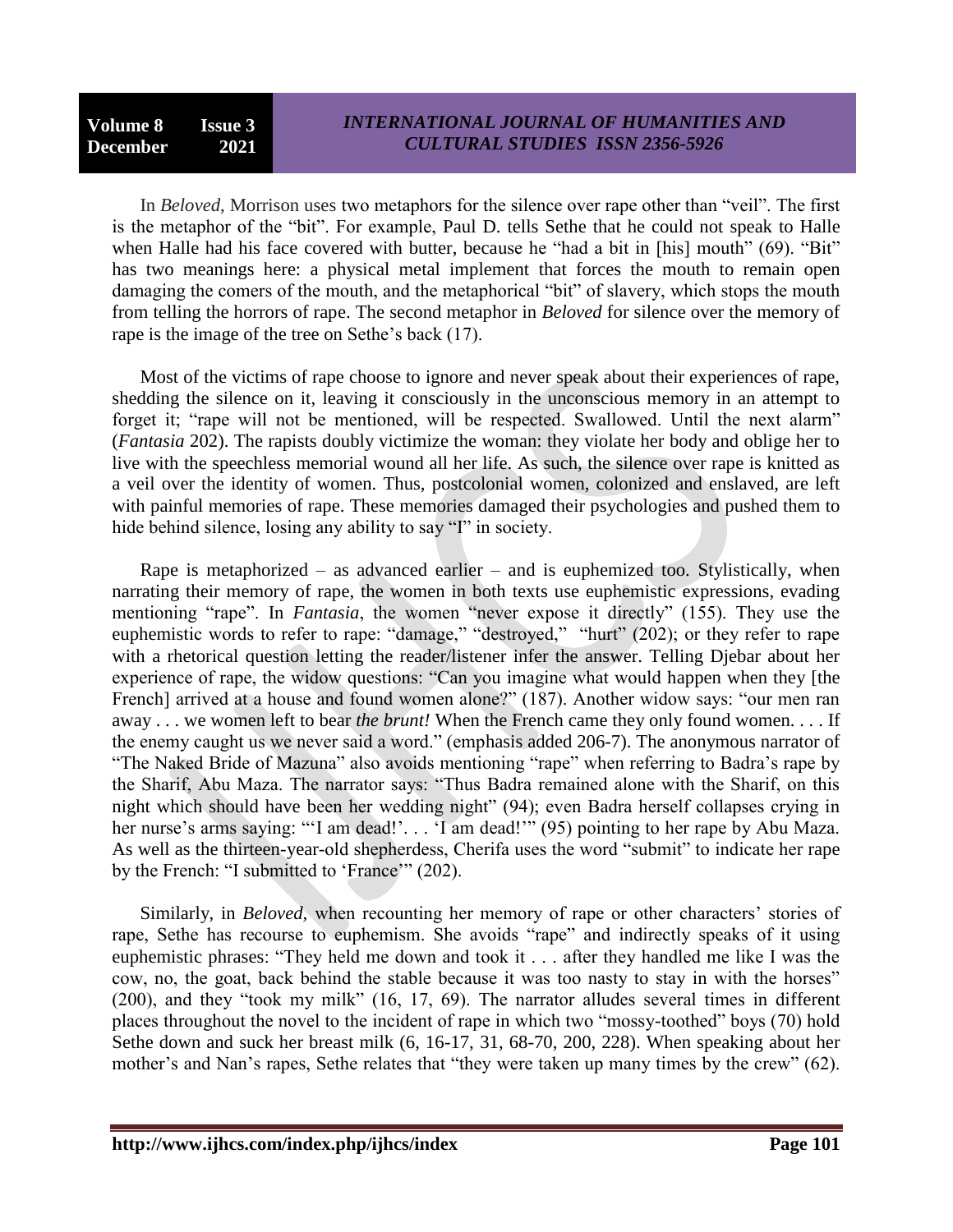In *Beloved*, Morrison uses two metaphors for the silence over rape other than "veil". The first is the metaphor of the "bit". For example, Paul D. tells Sethe that he could not speak to Halle when Halle had his face covered with butter, because he "had a bit in [his] mouth" (69). "Bit" has two meanings here: a physical metal implement that forces the mouth to remain open damaging the comers of the mouth, and the metaphorical "bit" of slavery, which stops the mouth from telling the horrors of rape. The second metaphor in *Beloved* for silence over the memory of rape is the image of the tree on Sethe's back (17).

Most of the victims of rape choose to ignore and never speak about their experiences of rape, shedding the silence on it, leaving it consciously in the unconscious memory in an attempt to forget it; "rape will not be mentioned, will be respected. Swallowed. Until the next alarm" (*Fantasia* 202). The rapists doubly victimize the woman: they violate her body and oblige her to live with the speechless memorial wound all her life. As such, the silence over rape is knitted as a veil over the identity of women. Thus, postcolonial women, colonized and enslaved, are left with painful memories of rape. These memories damaged their psychologies and pushed them to hide behind silence, losing any ability to say "I" in society.

Rape is metaphorized – as advanced earlier – and is euphemized too. Stylistically, when narrating their memory of rape, the women in both texts use euphemistic expressions, evading mentioning "rape". In *Fantasia*, the women "never expose it directly" (155). They use the euphemistic words to refer to rape: "damage," "destroyed," "hurt" (202); or they refer to rape with a rhetorical question letting the reader/listener infer the answer. Telling Djebar about her experience of rape, the widow questions: "Can you imagine what would happen when they [the French] arrived at a house and found women alone?" (187). Another widow says: "our men ran away . . . we women left to bear *the brunt!* When the French came they only found women. . . . If the enemy caught us we never said a word." (emphasis added 206-7). The anonymous narrator of "The Naked Bride of Mazuna" also avoids mentioning "rape" when referring to Badra's rape by the Sharif, Abu Maza. The narrator says: "Thus Badra remained alone with the Sharif, on this night which should have been her wedding night" (94); even Badra herself collapses crying in her nurse's arms saying: "'I am dead!'. . . 'I am dead!'" (95) pointing to her rape by Abu Maza. As well as the thirteen-year-old shepherdess, Cherifa uses the word "submit" to indicate her rape by the French: "I submitted to 'France'" (202).

Similarly, in *Beloved*, when recounting her memory of rape or other characters' stories of rape, Sethe has recourse to euphemism. She avoids "rape" and indirectly speaks of it using euphemistic phrases: "They held me down and took it . . . after they handled me like I was the cow, no, the goat, back behind the stable because it was too nasty to stay in with the horses" (200), and they "took my milk" (16, 17, 69). The narrator alludes several times in different places throughout the novel to the incident of rape in which two "mossy-toothed" boys (70) hold Sethe down and suck her breast milk (6, 16-17, 31, 68-70, 200, 228). When speaking about her mother's and Nan's rapes, Sethe relates that "they were taken up many times by the crew" (62).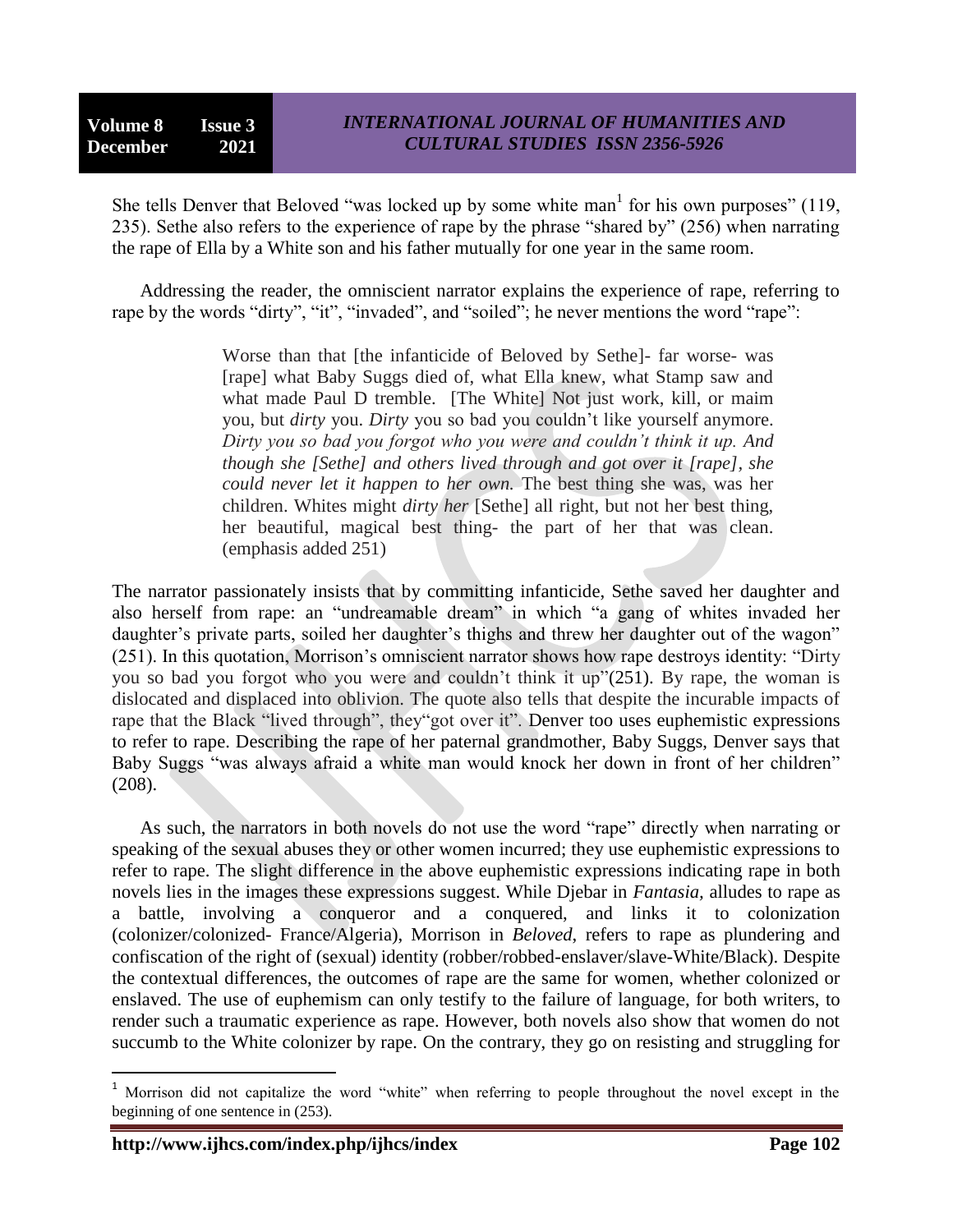She tells Denver that Beloved "was locked up by some white man[1] for his own purposes" (119, 235). Sethe also refers to the experience of rape by the phrase "shared by" (256) when narrating the rape of Ella by a White son and his father mutually for one year in the same room.

Addressing the reader, the omniscient narrator explains the experience of rape, referring to rape by the words "dirty", "it", "invaded", and "soiled"; he never mentions the word "rape":

> Worse than that [the infanticide of Beloved by Sethe]- far worse- was [rape] what Baby Suggs died of, what Ella knew, what Stamp saw and what made Paul D tremble. [The White] Not just work, kill, or maim you, but *dirty* you. *Dirty* you so bad you couldn't like yourself anymore. *Dirty you so bad you forgot who you were and couldn't think it up. And though she [Sethe] and others lived through and got over it [rape], she could never let it happen to her own.* The best thing she was, was her children. Whites might *dirty her* [Sethe] all right, but not her best thing, her beautiful, magical best thing- the part of her that was clean. (emphasis added 251)

The narrator passionately insists that by committing infanticide, Sethe saved her daughter and also herself from rape: an "undreamable dream" in which "a gang of whites invaded her daughter's private parts, soiled her daughter's thighs and threw her daughter out of the wagon" (251). In this quotation, Morrison's omniscient narrator shows how rape destroys identity: "Dirty you so bad you forgot who you were and couldn't think it up"(251). By rape, the woman is dislocated and displaced into oblivion. The quote also tells that despite the incurable impacts of rape that the Black "lived through", they"got over it". Denver too uses euphemistic expressions to refer to rape. Describing the rape of her paternal grandmother, Baby Suggs, Denver says that Baby Suggs "was always afraid a white man would knock her down in front of her children" (208).

As such, the narrators in both novels do not use the word "rape" directly when narrating or speaking of the sexual abuses they or other women incurred; they use euphemistic expressions to refer to rape. The slight difference in the above euphemistic expressions indicating rape in both novels lies in the images these expressions suggest. While Djebar in *Fantasia*, alludes to rape as a battle, involving a conqueror and a conquered, and links it to colonization (colonizer/colonized- France/Algeria), Morrison in *Beloved*, refers to rape as plundering and confiscation of the right of (sexual) identity (robber/robbed-enslaver/slave-White/Black). Despite the contextual differences, the outcomes of rape are the same for women, whether colonized or enslaved. The use of euphemism can only testify to the failure of language, for both writers, to render such a traumatic experience as rape. However, both novels also show that women do not succumb to the White colonizer by rape. On the contrary, they go on resisting and struggling for

---

[1] Morrison did not capitalize the word "white" when referring to people throughout the novel except in the beginning of one sentence in (253).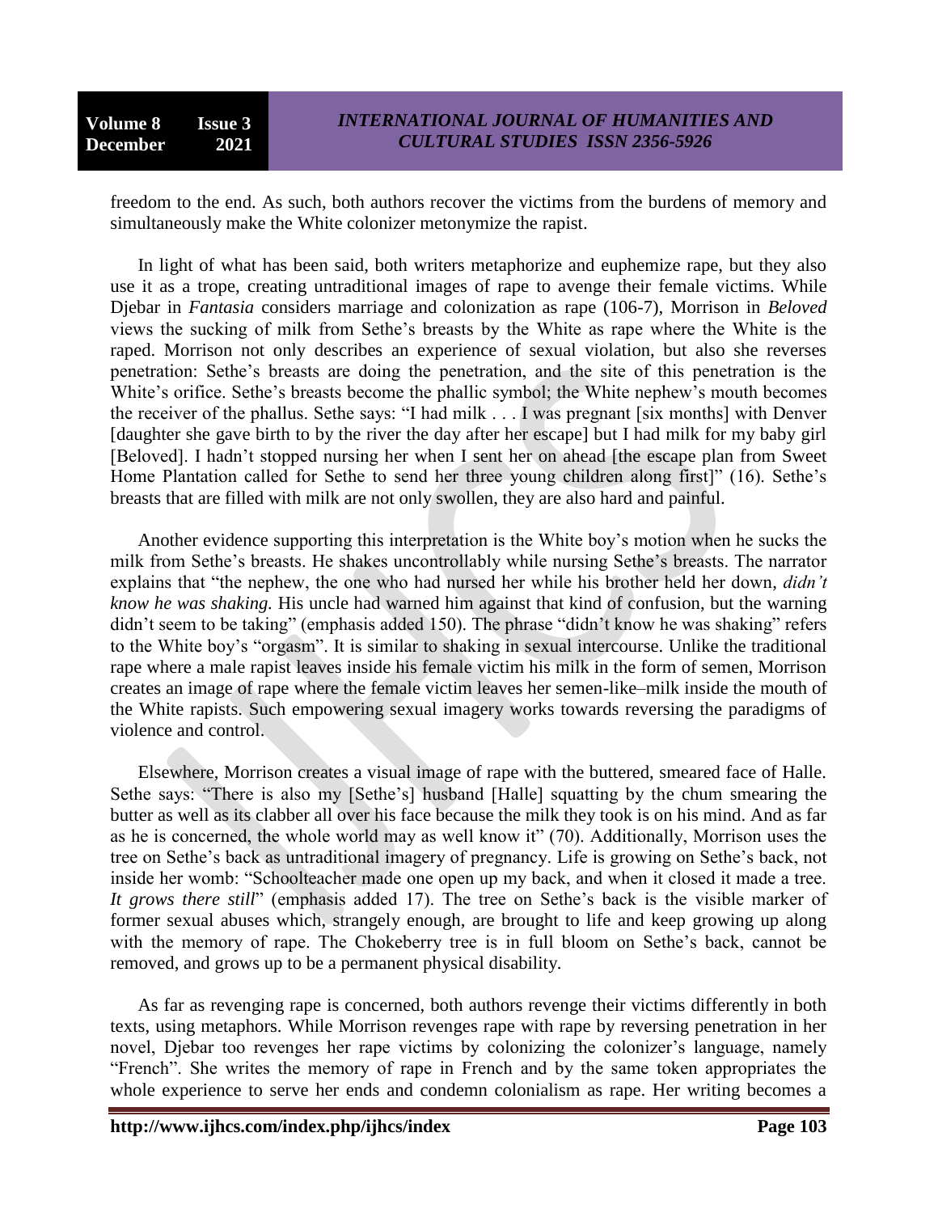freedom to the end. As such, both authors recover the victims from the burdens of memory and simultaneously make the White colonizer metonymize the rapist.

In light of what has been said, both writers metaphorize and euphemize rape, but they also use it as a trope, creating untraditional images of rape to avenge their female victims. While Djebar in *Fantasia* considers marriage and colonization as rape (106-7), Morrison in *Beloved* views the sucking of milk from Sethe's breasts by the White as rape where the White is the raped. Morrison not only describes an experience of sexual violation, but also she reverses penetration: Sethe's breasts are doing the penetration, and the site of this penetration is the White's orifice. Sethe's breasts become the phallic symbol; the White nephew's mouth becomes the receiver of the phallus. Sethe says: "I had milk . . . I was pregnant [six months] with Denver [daughter she gave birth to by the river the day after her escape] but I had milk for my baby girl [Beloved]. I hadn't stopped nursing her when I sent her on ahead [the escape plan from Sweet Home Plantation called for Sethe to send her three young children along first]" (16). Sethe's breasts that are filled with milk are not only swollen, they are also hard and painful.

Another evidence supporting this interpretation is the White boy's motion when he sucks the milk from Sethe's breasts. He shakes uncontrollably while nursing Sethe's breasts. The narrator explains that "the nephew, the one who had nursed her while his brother held her down, *didn't know he was shaking.* His uncle had warned him against that kind of confusion, but the warning didn't seem to be taking" (emphasis added 150). The phrase "didn't know he was shaking" refers to the White boy's "orgasm". It is similar to shaking in sexual intercourse. Unlike the traditional rape where a male rapist leaves inside his female victim his milk in the form of semen, Morrison creates an image of rape where the female victim leaves her semen-like–milk inside the mouth of the White rapists. Such empowering sexual imagery works towards reversing the paradigms of violence and control.

Elsewhere, Morrison creates a visual image of rape with the buttered, smeared face of Halle. Sethe says: "There is also my [Sethe's] husband [Halle] squatting by the chum smearing the butter as well as its clabber all over his face because the milk they took is on his mind. And as far as he is concerned, the whole world may as well know it" (70). Additionally, Morrison uses the tree on Sethe's back as untraditional imagery of pregnancy. Life is growing on Sethe's back, not inside her womb: "Schoolteacher made one open up my back, and when it closed it made a tree. *It grows there still*" (emphasis added 17). The tree on Sethe's back is the visible marker of former sexual abuses which, strangely enough, are brought to life and keep growing up along with the memory of rape. The Chokeberry tree is in full bloom on Sethe's back, cannot be removed, and grows up to be a permanent physical disability.

As far as revenging rape is concerned, both authors revenge their victims differently in both texts, using metaphors. While Morrison revenges rape with rape by reversing penetration in her novel, Djebar too revenges her rape victims by colonizing the colonizer's language, namely "French". She writes the memory of rape in French and by the same token appropriates the whole experience to serve her ends and condemn colonialism as rape. Her writing becomes a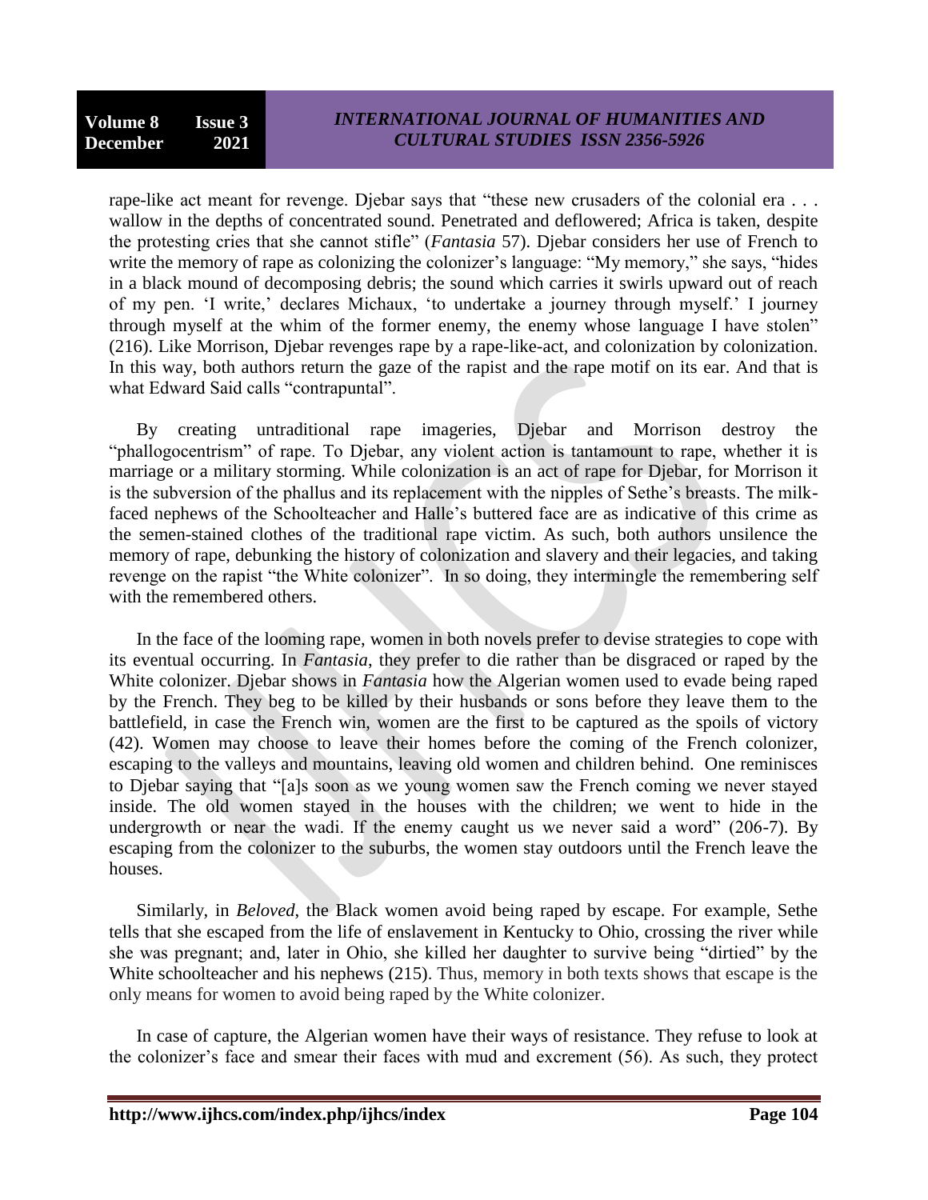rape-like act meant for revenge. Djebar says that "these new crusaders of the colonial era . . . wallow in the depths of concentrated sound. Penetrated and deflowered; Africa is taken, despite the protesting cries that she cannot stifle" (*Fantasia* 57). Djebar considers her use of French to write the memory of rape as colonizing the colonizer's language: "My memory," she says, "hides in a black mound of decomposing debris; the sound which carries it swirls upward out of reach of my pen. 'I write,' declares Michaux, 'to undertake a journey through myself.' I journey through myself at the whim of the former enemy, the enemy whose language I have stolen" (216). Like Morrison, Djebar revenges rape by a rape-like-act, and colonization by colonization. In this way, both authors return the gaze of the rapist and the rape motif on its ear. And that is what Edward Said calls "contrapuntal".

By creating untraditional rape imageries, Djebar and Morrison destroy the "phallogocentrism" of rape. To Djebar, any violent action is tantamount to rape, whether it is marriage or a military storming. While colonization is an act of rape for Djebar, for Morrison it is the subversion of the phallus and its replacement with the nipples of Sethe's breasts. The milk-faced nephews of the Schoolteacher and Halle's buttered face are as indicative of this crime as the semen-stained clothes of the traditional rape victim. As such, both authors unsilence the memory of rape, debunking the history of colonization and slavery and their legacies, and taking revenge on the rapist "the White colonizer". In so doing, they intermingle the remembering self with the remembered others.

In the face of the looming rape, women in both novels prefer to devise strategies to cope with its eventual occurring. In *Fantasia*, they prefer to die rather than be disgraced or raped by the White colonizer. Djebar shows in *Fantasia* how the Algerian women used to evade being raped by the French. They beg to be killed by their husbands or sons before they leave them to the battlefield, in case the French win, women are the first to be captured as the spoils of victory (42). Women may choose to leave their homes before the coming of the French colonizer, escaping to the valleys and mountains, leaving old women and children behind. One reminisces to Djebar saying that "[a]s soon as we young women saw the French coming we never stayed inside. The old women stayed in the houses with the children; we went to hide in the undergrowth or near the wadi. If the enemy caught us we never said a word" (206-7). By escaping from the colonizer to the suburbs, the women stay outdoors until the French leave the houses.

Similarly, in *Beloved*, the Black women avoid being raped by escape. For example, Sethe tells that she escaped from the life of enslavement in Kentucky to Ohio, crossing the river while she was pregnant; and, later in Ohio, she killed her daughter to survive being "dirtied" by the White schoolteacher and his nephews (215). Thus, memory in both texts shows that escape is the only means for women to avoid being raped by the White colonizer.

In case of capture, the Algerian women have their ways of resistance. They refuse to look at the colonizer's face and smear their faces with mud and excrement (56). As such, they protect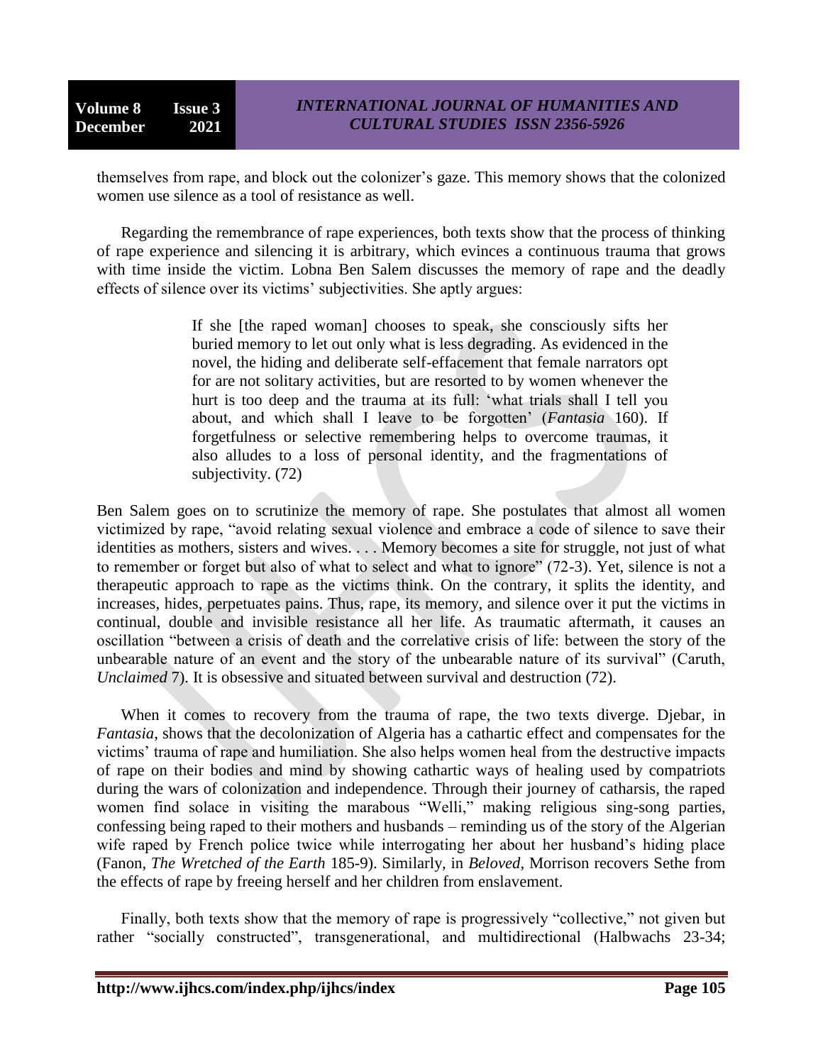themselves from rape, and block out the colonizer's gaze. This memory shows that the colonized women use silence as a tool of resistance as well.

Regarding the remembrance of rape experiences, both texts show that the process of thinking of rape experience and silencing it is arbitrary, which evinces a continuous trauma that grows with time inside the victim. Lobna Ben Salem discusses the memory of rape and the deadly effects of silence over its victims' subjectivities. She aptly argues:

> If she [the raped woman] chooses to speak, she consciously sifts her buried memory to let out only what is less degrading. As evidenced in the novel, the hiding and deliberate self-effacement that female narrators opt for are not solitary activities, but are resorted to by women whenever the hurt is too deep and the trauma at its full: 'what trials shall I tell you about, and which shall I leave to be forgotten' (*Fantasia* 160). If forgetfulness or selective remembering helps to overcome traumas, it also alludes to a loss of personal identity, and the fragmentations of subjectivity. (72)

Ben Salem goes on to scrutinize the memory of rape. She postulates that almost all women victimized by rape, "avoid relating sexual violence and embrace a code of silence to save their identities as mothers, sisters and wives. . . . Memory becomes a site for struggle, not just of what to remember or forget but also of what to select and what to ignore" (72-3). Yet, silence is not a therapeutic approach to rape as the victims think. On the contrary, it splits the identity, and increases, hides, perpetuates pains. Thus, rape, its memory, and silence over it put the victims in continual, double and invisible resistance all her life. As traumatic aftermath, it causes an oscillation "between a crisis of death and the correlative crisis of life: between the story of the unbearable nature of an event and the story of the unbearable nature of its survival" (Caruth, *Unclaimed* 7). It is obsessive and situated between survival and destruction (72).

When it comes to recovery from the trauma of rape, the two texts diverge. Djebar, in *Fantasia*, shows that the decolonization of Algeria has a cathartic effect and compensates for the victims' trauma of rape and humiliation. She also helps women heal from the destructive impacts of rape on their bodies and mind by showing cathartic ways of healing used by compatriots during the wars of colonization and independence. Through their journey of catharsis, the raped women find solace in visiting the marabous "Welli," making religious sing-song parties, confessing being raped to their mothers and husbands – reminding us of the story of the Algerian wife raped by French police twice while interrogating her about her husband's hiding place (Fanon, *The Wretched of the Earth* 185-9). Similarly, in *Beloved*, Morrison recovers Sethe from the effects of rape by freeing herself and her children from enslavement.

Finally, both texts show that the memory of rape is progressively "collective," not given but rather "socially constructed", transgenerational, and multidirectional (Halbwachs 23-34;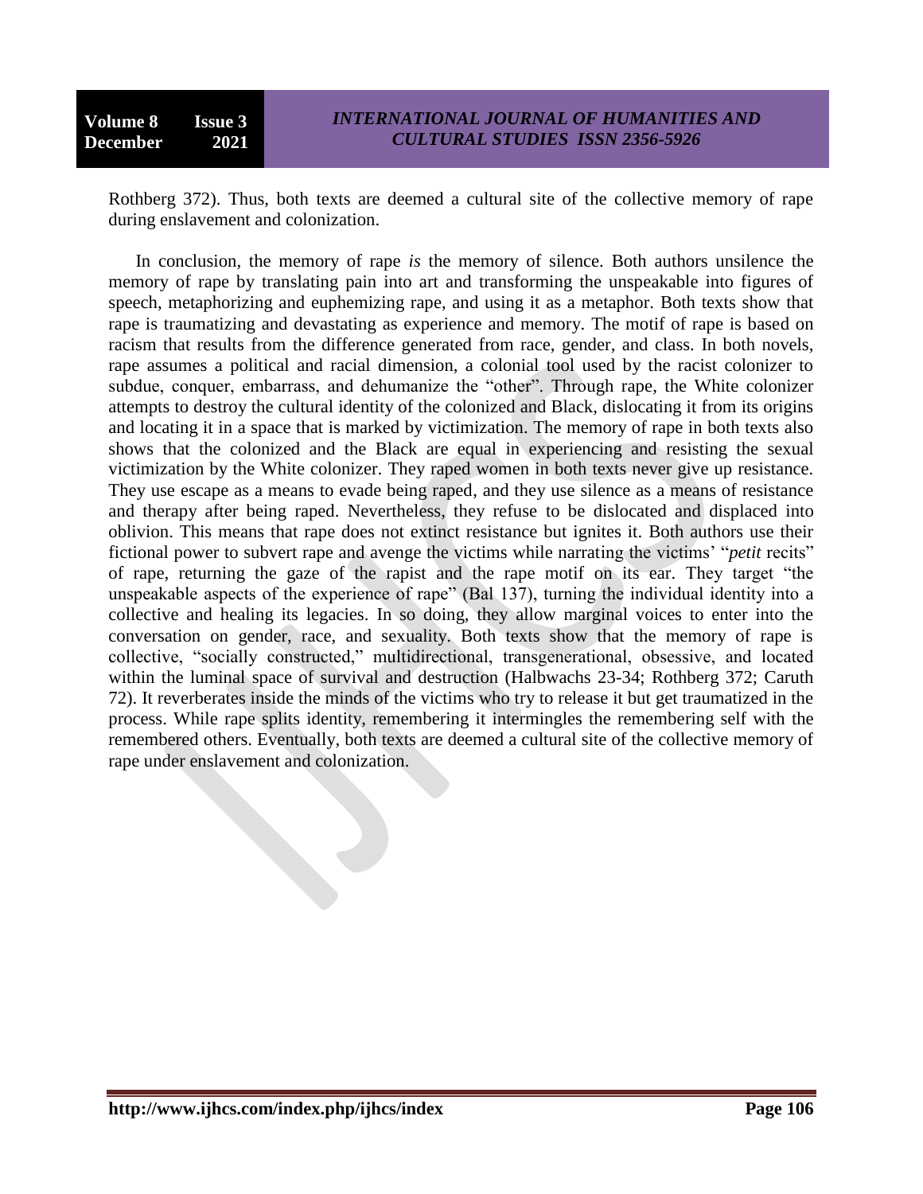Rothberg 372). Thus, both texts are deemed a cultural site of the collective memory of rape during enslavement and colonization.

In conclusion, the memory of rape *is* the memory of silence. Both authors unsilence the memory of rape by translating pain into art and transforming the unspeakable into figures of speech, metaphorizing and euphemizing rape, and using it as a metaphor. Both texts show that rape is traumatizing and devastating as experience and memory. The motif of rape is based on racism that results from the difference generated from race, gender, and class. In both novels, rape assumes a political and racial dimension, a colonial tool used by the racist colonizer to subdue, conquer, embarrass, and dehumanize the "other". Through rape, the White colonizer attempts to destroy the cultural identity of the colonized and Black, dislocating it from its origins and locating it in a space that is marked by victimization. The memory of rape in both texts also shows that the colonized and the Black are equal in experiencing and resisting the sexual victimization by the White colonizer. They raped women in both texts never give up resistance. They use escape as a means to evade being raped, and they use silence as a means of resistance and therapy after being raped. Nevertheless, they refuse to be dislocated and displaced into oblivion. This means that rape does not extinct resistance but ignites it. Both authors use their fictional power to subvert rape and avenge the victims while narrating the victims' "*petit* recits" of rape, returning the gaze of the rapist and the rape motif on its ear. They target "the unspeakable aspects of the experience of rape" (Bal 137), turning the individual identity into a collective and healing its legacies. In so doing, they allow marginal voices to enter into the conversation on gender, race, and sexuality. Both texts show that the memory of rape is collective, "socially constructed," multidirectional, transgenerational, obsessive, and located within the luminal space of survival and destruction (Halbwachs 23-34; Rothberg 372; Caruth 72). It reverberates inside the minds of the victims who try to release it but get traumatized in the process. While rape splits identity, remembering it intermingles the remembering self with the remembered others. Eventually, both texts are deemed a cultural site of the collective memory of rape under enslavement and colonization.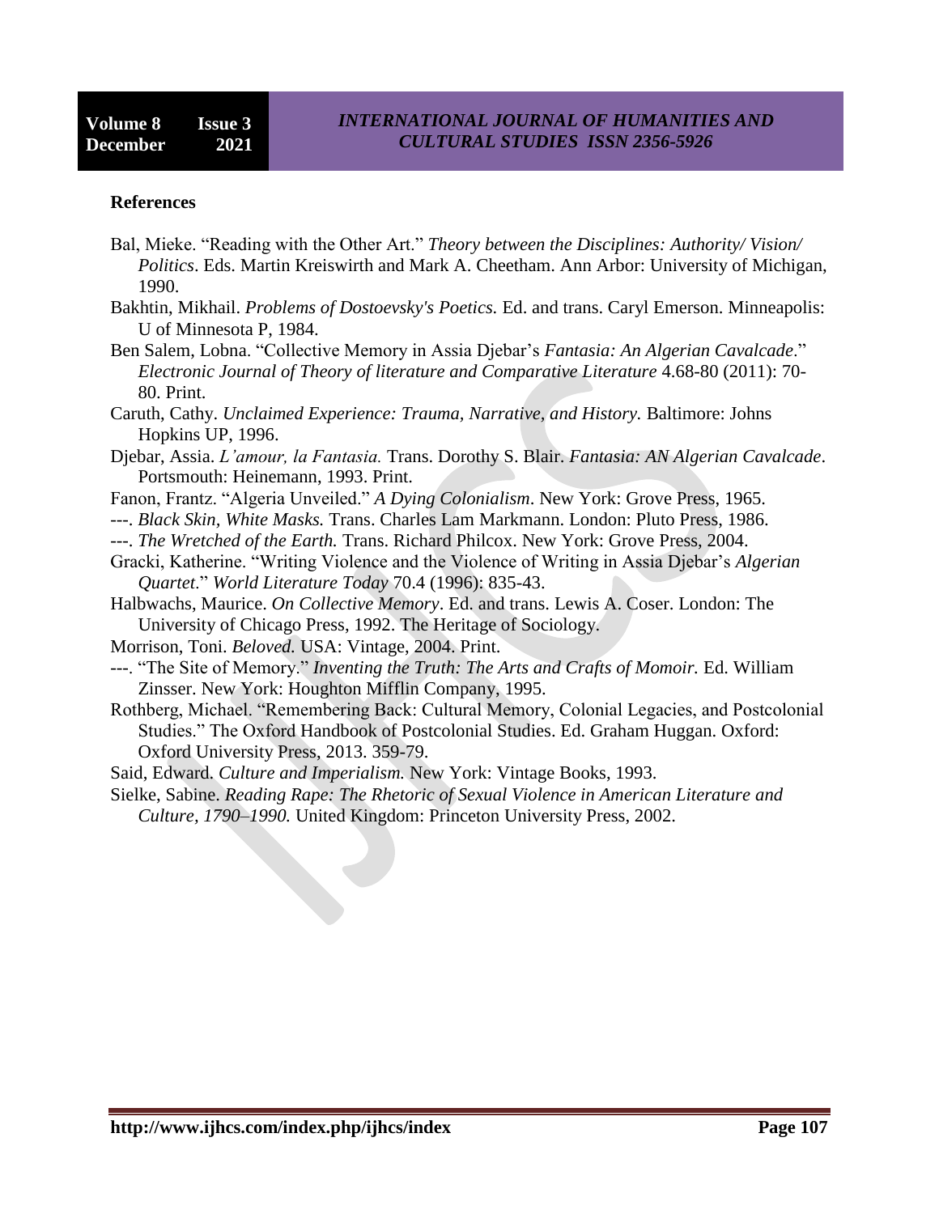## References

Bal, Mieke. "Reading with the Other Art." *Theory between the Disciplines: Authority/ Vision/ Politics*. Eds. Martin Kreiswirth and Mark A. Cheetham. Ann Arbor: University of Michigan, 1990.

Bakhtin, Mikhail. *Problems of Dostoevsky's Poetics.* Ed. and trans. Caryl Emerson. Minneapolis: U of Minnesota P, 1984.

Ben Salem, Lobna. "Collective Memory in Assia Djebar's *Fantasia: An Algerian Cavalcade*." *Electronic Journal of Theory of literature and Comparative Literature* 4.68-80 (2011): 70-80. Print.

Caruth, Cathy. *Unclaimed Experience: Trauma, Narrative, and History.* Baltimore: Johns Hopkins UP, 1996.

Djebar, Assia. *L'amour, la Fantasia.* Trans. Dorothy S. Blair. *Fantasia: AN Algerian Cavalcade*. Portsmouth: Heinemann, 1993. Print.

Fanon, Frantz. "Algeria Unveiled." *A Dying Colonialism*. New York: Grove Press, 1965.

---. *Black Skin, White Masks.* Trans. Charles Lam Markmann. London: Pluto Press, 1986.

---. *The Wretched of the Earth.* Trans. Richard Philcox. New York: Grove Press, 2004.

Gracki, Katherine. "Writing Violence and the Violence of Writing in Assia Djebar's *Algerian Quartet*." *World Literature Today* 70.4 (1996): 835-43.

Halbwachs, Maurice. *On Collective Memory*. Ed. and trans. Lewis A. Coser. London: The University of Chicago Press, 1992. The Heritage of Sociology.

Morrison, Toni. *Beloved.* USA: Vintage, 2004. Print.

---. "The Site of Memory." *Inventing the Truth: The Arts and Crafts of Momoir.* Ed. William Zinsser. New York: Houghton Mifflin Company, 1995.

Rothberg, Michael. "Remembering Back: Cultural Memory, Colonial Legacies, and Postcolonial Studies." The Oxford Handbook of Postcolonial Studies. Ed. Graham Huggan. Oxford: Oxford University Press, 2013. 359-79.

Said, Edward. *Culture and Imperialism.* New York: Vintage Books, 1993.

Sielke, Sabine. *Reading Rape: The Rhetoric of Sexual Violence in American Literature and Culture, 1790–1990.* United Kingdom: Princeton University Press, 2002.